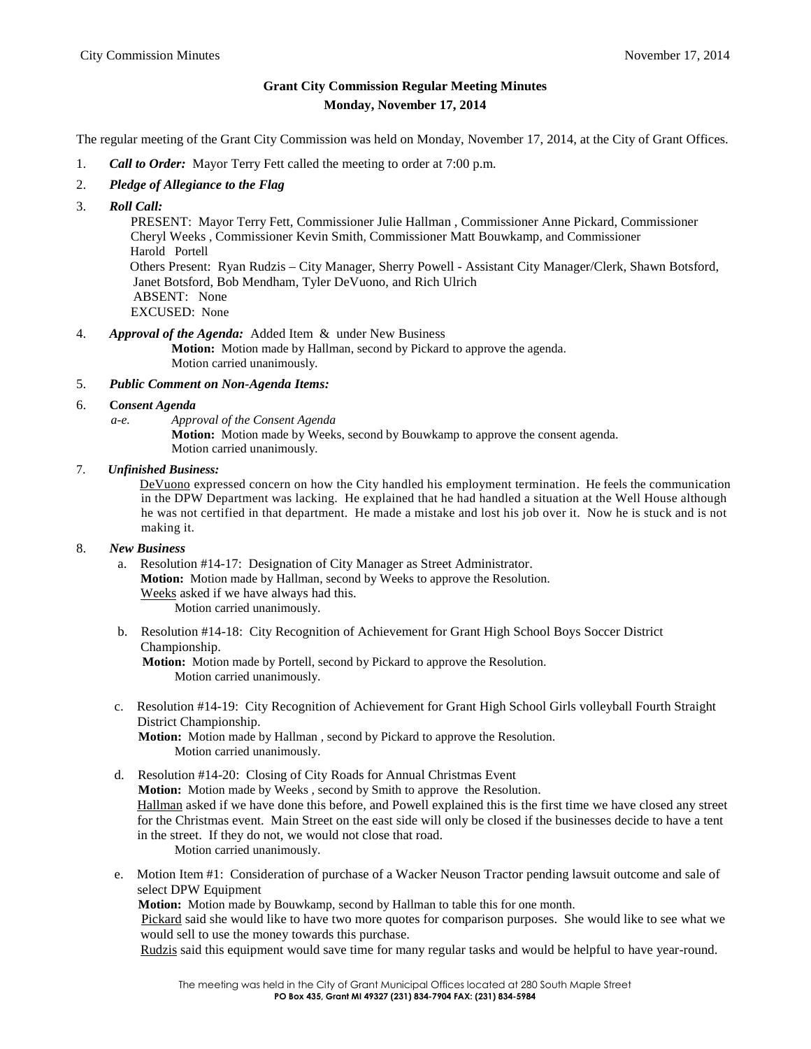# Grant City Commission Regular Meeting Minutes
## Monday, November 17, 2014

The regular meeting of the Grant City Commission was held on Monday, November 17, 2014, at the City of Grant Offices.

1. ***Call to Order:*** Mayor Terry Fett called the meeting to order at 7:00 p.m.

2. ***Pledge of Allegiance to the Flag***

3. ***Roll Call:***

   PRESENT: Mayor Terry Fett, Commissioner Julie Hallman , Commissioner Anne Pickard, Commissioner Cheryl Weeks , Commissioner Kevin Smith, Commissioner Matt Bouwkamp, and Commissioner Harold Portell

   Others Present: Ryan Rudzis – City Manager, Sherry Powell - Assistant City Manager/Clerk, Shawn Botsford, Janet Botsford, Bob Mendham, Tyler DeVuono, and Rich Ulrich

   ABSENT: None

   EXCUSED: None

4. ***Approval of the Agenda:*** Added Item & under New Business

   **Motion:** Motion made by Hallman, second by Pickard to approve the agenda.
   Motion carried unanimously.

5. ***Public Comment on Non-Agenda Items:***

6. **C*onsent Agenda***

   *a-e.* *Approval of the Consent Agenda*

   **Motion:** Motion made by Weeks, second by Bouwkamp to approve the consent agenda.
   Motion carried unanimously.

7. ***Unfinished Business:***

   DeVuono expressed concern on how the City handled his employment termination. He feels the communication in the DPW Department was lacking. He explained that he had handled a situation at the Well House although he was not certified in that department. He made a mistake and lost his job over it. Now he is stuck and is not making it.

8. ***New Business***

   a. Resolution #14-17: Designation of City Manager as Street Administrator.
   **Motion:** Motion made by Hallman, second by Weeks to approve the Resolution.
   Weeks asked if we have always had this.
   Motion carried unanimously.

   b. Resolution #14-18: City Recognition of Achievement for Grant High School Boys Soccer District Championship.
   **Motion:** Motion made by Portell, second by Pickard to approve the Resolution.
   Motion carried unanimously.

   c. Resolution #14-19: City Recognition of Achievement for Grant High School Girls volleyball Fourth Straight District Championship.
   **Motion:** Motion made by Hallman , second by Pickard to approve the Resolution.
   Motion carried unanimously.

   d. Resolution #14-20: Closing of City Roads for Annual Christmas Event
   **Motion:** Motion made by Weeks , second by Smith to approve the Resolution.
   Hallman asked if we have done this before, and Powell explained this is the first time we have closed any street for the Christmas event. Main Street on the east side will only be closed if the businesses decide to have a tent in the street. If they do not, we would not close that road.
   Motion carried unanimously.

   e. Motion Item #1: Consideration of purchase of a Wacker Neuson Tractor pending lawsuit outcome and sale of select DPW Equipment
   **Motion:** Motion made by Bouwkamp, second by Hallman to table this for one month.
   Pickard said she would like to have two more quotes for comparison purposes. She would like to see what we would sell to use the money towards this purchase.
   Rudzis said this equipment would save time for many regular tasks and would be helpful to have year-round.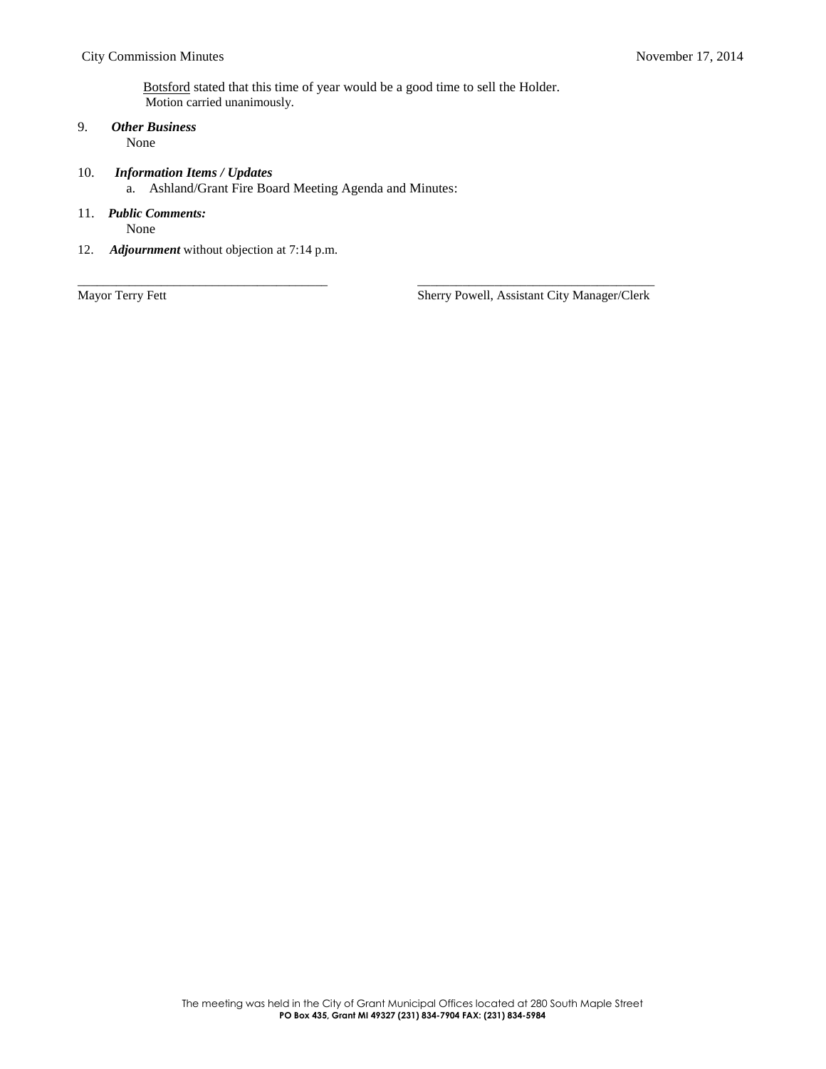Botsford stated that this time of year would be a good time to sell the Holder.
Motion carried unanimously.

9. ***Other Business***
   None

10. ***Information Items / Updates***
    a. Ashland/Grant Fire Board Meeting Agenda and Minutes:

11. ***Public Comments:***
    None

12. ***Adjournment*** without objection at 7:14 p.m.

\_\_\_\_\_\_\_\_\_\_\_\_\_\_\_\_\_\_\_\_\_\_\_\_\_\_\_\_\_\_\_\_\_\_\_\_\_\_\_\_
Mayor Terry Fett

\_\_\_\_\_\_\_\_\_\_\_\_\_\_\_\_\_\_\_\_\_\_\_\_\_\_\_\_\_\_\_\_\_\_\_\_\_\_\_\_
Sherry Powell, Assistant City Manager/Clerk

The meeting was held in the City of Grant Municipal Offices located at 280 South Maple Street
**PO Box 435, Grant MI 49327 (231) 834-7904 FAX: (231) 834-5984**